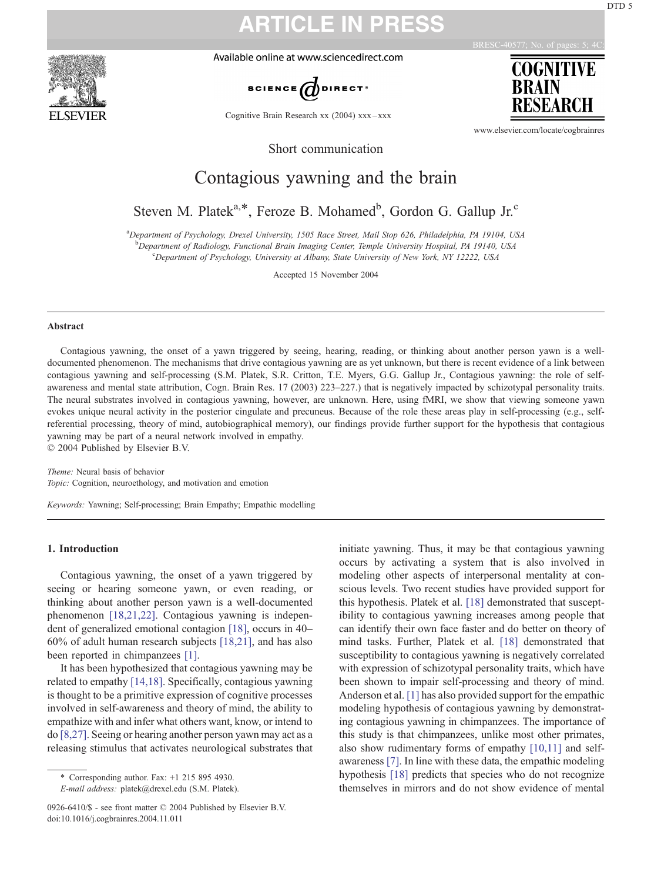Short communication

# Contagious yawning and the brain

Steven M. Platek[a,*], Feroze B. Mohamed[b], Gordon G. Gallup Jr.[c]

[a]Department of Psychology, Drexel University, 1505 Race Street, Mail Stop 626, Philadelphia, PA 19104, USA
[b]Department of Radiology, Functional Brain Imaging Center, Temple University Hospital, PA 19140, USA
[c]Department of Psychology, University at Albany, State University of New York, NY 12222, USA

Accepted 15 November 2004

## Abstract

Contagious yawning, the onset of a yawn triggered by seeing, hearing, reading, or thinking about another person yawn is a well-documented phenomenon. The mechanisms that drive contagious yawning are as yet unknown, but there is recent evidence of a link between contagious yawning and self-processing (S.M. Platek, S.R. Critton, T.E. Myers, G.G. Gallup Jr., Contagious yawning: the role of self-awareness and mental state attribution, Cogn. Brain Res. 17 (2003) 223–227.) that is negatively impacted by schizotypal personality traits. The neural substrates involved in contagious yawning, however, are unknown. Here, using fMRI, we show that viewing someone yawn evokes unique neural activity in the posterior cingulate and precuneus. Because of the role these areas play in self-processing (e.g., self-referential processing, theory of mind, autobiographical memory), our findings provide further support for the hypothesis that contagious yawning may be part of a neural network involved in empathy.
© 2004 Published by Elsevier B.V.

*Theme:* Neural basis of behavior
*Topic:* Cognition, neuroethology, and motivation and emotion

*Keywords:* Yawning; Self-processing; Brain Empathy; Empathic modelling

## 1. Introduction

Contagious yawning, the onset of a yawn triggered by seeing or hearing someone yawn, or even reading, or thinking about another person yawn is a well-documented phenomenon [18,21,22]. Contagious yawning is independent of generalized emotional contagion [18], occurs in 40–60% of adult human research subjects [18,21], and has also been reported in chimpanzees [1].

It has been hypothesized that contagious yawning may be related to empathy [14,18]. Specifically, contagious yawning is thought to be a primitive expression of cognitive processes involved in self-awareness and theory of mind, the ability to empathize with and infer what others want, know, or intend to do [8,27]. Seeing or hearing another person yawn may act as a releasing stimulus that activates neurological substrates that initiate yawning. Thus, it may be that contagious yawning occurs by activating a system that is also involved in modeling other aspects of interpersonal mentality at conscious levels. Two recent studies have provided support for this hypothesis. Platek et al. [18] demonstrated that susceptibility to contagious yawning increases among people that can identify their own face faster and do better on theory of mind tasks. Further, Platek et al. [18] demonstrated that susceptibility to contagious yawning is negatively correlated with expression of schizotypal personality traits, which have been shown to impair self-processing and theory of mind. Anderson et al. [1] has also provided support for the empathic modeling hypothesis of contagious yawning by demonstrating contagious yawning in chimpanzees. The importance of this study is that chimpanzees, unlike most other primates, also show rudimentary forms of empathy [10,11] and self-awareness [7]. In line with these data, the empathic modeling hypothesis [18] predicts that species who do not recognize themselves in mirrors and do not show evidence of mental

\* Corresponding author. Fax: +1 215 895 4930.
*E-mail address:* platek@drexel.edu (S.M. Platek).

0926-6410/$ - see front matter © 2004 Published by Elsevier B.V.
doi:10.1016/j.cogbrainres.2004.11.011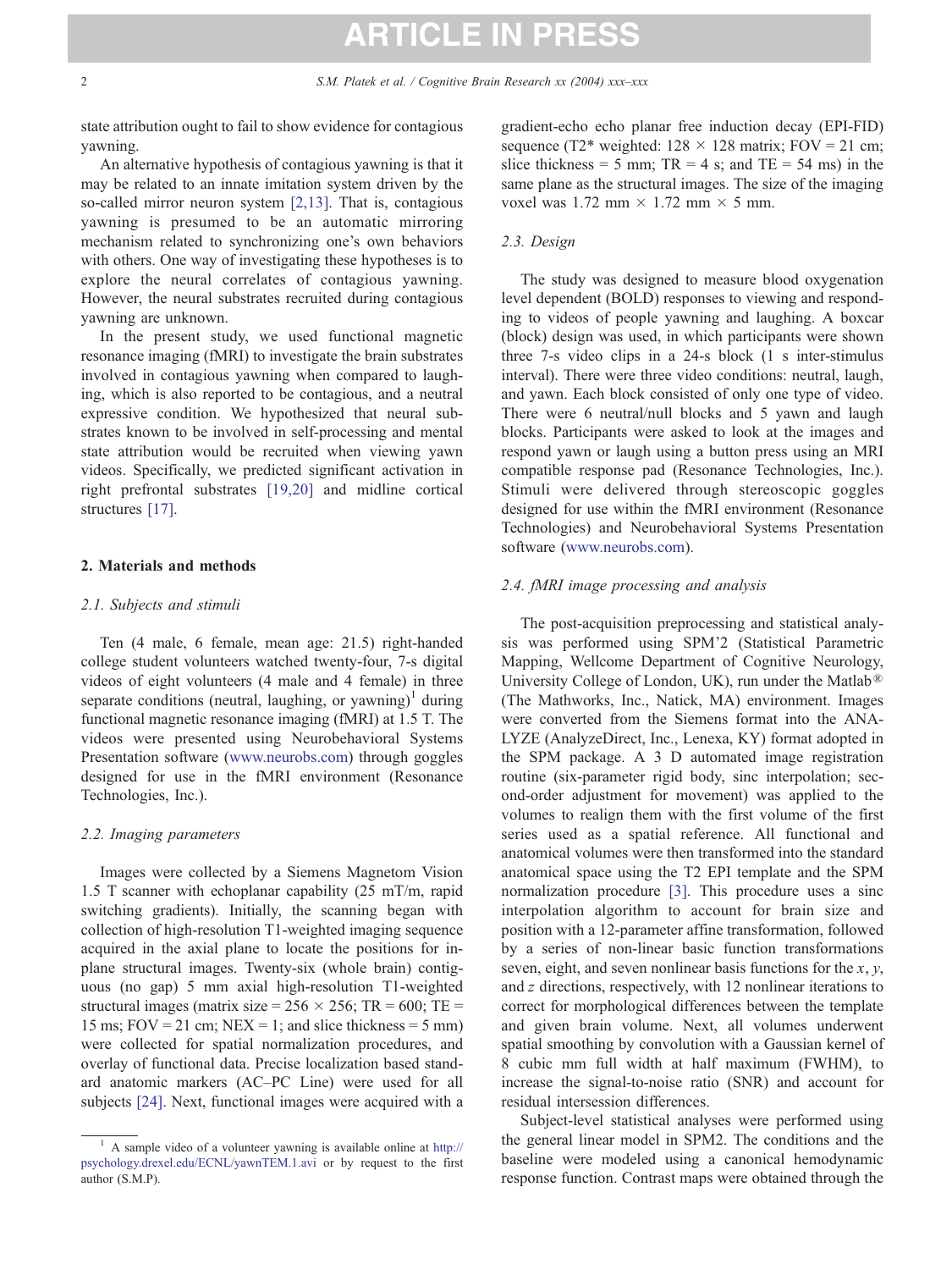state attribution ought to fail to show evidence for contagious yawning.

An alternative hypothesis of contagious yawning is that it may be related to an innate imitation system driven by the so-called mirror neuron system [2,13]. That is, contagious yawning is presumed to be an automatic mirroring mechanism related to synchronizing one's own behaviors with others. One way of investigating these hypotheses is to explore the neural correlates of contagious yawning. However, the neural substrates recruited during contagious yawning are unknown.

In the present study, we used functional magnetic resonance imaging (fMRI) to investigate the brain substrates involved in contagious yawning when compared to laughing, which is also reported to be contagious, and a neutral expressive condition. We hypothesized that neural substrates known to be involved in self-processing and mental state attribution would be recruited when viewing yawn videos. Specifically, we predicted significant activation in right prefrontal substrates [19,20] and midline cortical structures [17].

## 2. Materials and methods

### 2.1. Subjects and stimuli

Ten (4 male, 6 female, mean age: 21.5) right-handed college student volunteers watched twenty-four, 7-s digital videos of eight volunteers (4 male and 4 female) in three separate conditions (neutral, laughing, or yawning)[1] during functional magnetic resonance imaging (fMRI) at 1.5 T. The videos were presented using Neurobehavioral Systems Presentation software (www.neurobs.com) through goggles designed for use in the fMRI environment (Resonance Technologies, Inc.).

### 2.2. Imaging parameters

Images were collected by a Siemens Magnetom Vision 1.5 T scanner with echoplanar capability (25 mT/m, rapid switching gradients). Initially, the scanning began with collection of high-resolution T1-weighted imaging sequence acquired in the axial plane to locate the positions for in-plane structural images. Twenty-six (whole brain) contiguous (no gap) 5 mm axial high-resolution T1-weighted structural images (matrix size = 256 × 256; TR = 600; TE = 15 ms; FOV = 21 cm; NEX = 1; and slice thickness = 5 mm) were collected for spatial normalization procedures, and overlay of functional data. Precise localization based standard anatomic markers (AC–PC Line) were used for all subjects [24]. Next, functional images were acquired with a gradient-echo echo planar free induction decay (EPI-FID) sequence (T2* weighted: 128 × 128 matrix; FOV = 21 cm; slice thickness = 5 mm; TR = 4 s; and TE = 54 ms) in the same plane as the structural images. The size of the imaging voxel was 1.72 mm × 1.72 mm × 5 mm.

### 2.3. Design

The study was designed to measure blood oxygenation level dependent (BOLD) responses to viewing and responding to videos of people yawning and laughing. A boxcar (block) design was used, in which participants were shown three 7-s video clips in a 24-s block (1 s inter-stimulus interval). There were three video conditions: neutral, laugh, and yawn. Each block consisted of only one type of video. There were 6 neutral/null blocks and 5 yawn and laugh blocks. Participants were asked to look at the images and respond yawn or laugh using a button press using an MRI compatible response pad (Resonance Technologies, Inc.). Stimuli were delivered through stereoscopic goggles designed for use within the fMRI environment (Resonance Technologies) and Neurobehavioral Systems Presentation software (www.neurobs.com).

### 2.4. fMRI image processing and analysis

The post-acquisition preprocessing and statistical analysis was performed using SPM'2 (Statistical Parametric Mapping, Wellcome Department of Cognitive Neurology, University College of London, UK), run under the Matlab® (The Mathworks, Inc., Natick, MA) environment. Images were converted from the Siemens format into the ANALYZE (AnalyzeDirect, Inc., Lenexa, KY) format adopted in the SPM package. A 3 D automated image registration routine (six-parameter rigid body, sinc interpolation; second-order adjustment for movement) was applied to the volumes to realign them with the first volume of the first series used as a spatial reference. All functional and anatomical volumes were then transformed into the standard anatomical space using the T2 EPI template and the SPM normalization procedure [3]. This procedure uses a sinc interpolation algorithm to account for brain size and position with a 12-parameter affine transformation, followed by a series of non-linear basic function transformations seven, eight, and seven nonlinear basis functions for the $x$, $y$, and $z$ directions, respectively, with 12 nonlinear iterations to correct for morphological differences between the template and given brain volume. Next, all volumes underwent spatial smoothing by convolution with a Gaussian kernel of 8 cubic mm full width at half maximum (FWHM), to increase the signal-to-noise ratio (SNR) and account for residual intersession differences.

Subject-level statistical analyses were performed using the general linear model in SPM2. The conditions and the baseline were modeled using a canonical hemodynamic response function. Contrast maps were obtained through the

[1] A sample video of a volunteer yawning is available online at http://psychology.drexel.edu/ECNL/yawnTEM.1.avi or by request to the first author (S.M.P).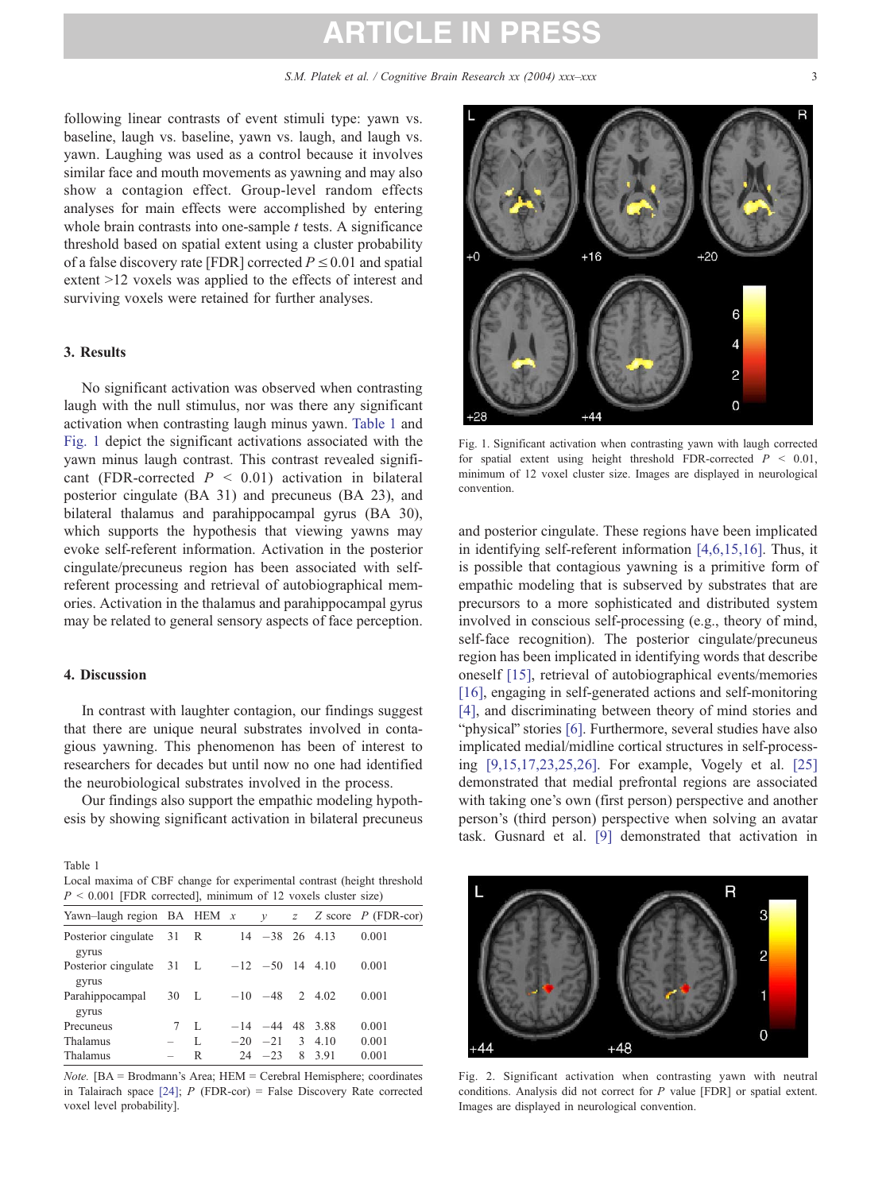following linear contrasts of event stimuli type: yawn vs. baseline, laugh vs. baseline, yawn vs. laugh, and laugh vs. yawn. Laughing was used as a control because it involves similar face and mouth movements as yawning and may also show a contagion effect. Group-level random effects analyses for main effects were accomplished by entering whole brain contrasts into one-sample *t* tests. A significance threshold based on spatial extent using a cluster probability of a false discovery rate [FDR] corrected $P \leq 0.01$ and spatial extent >12 voxels was applied to the effects of interest and surviving voxels were retained for further analyses.

## 3. Results

No significant activation was observed when contrasting laugh with the null stimulus, nor was there any significant activation when contrasting laugh minus yawn. Table 1 and Fig. 1 depict the significant activations associated with the yawn minus laugh contrast. This contrast revealed significant (FDR-corrected $P < 0.01$) activation in bilateral posterior cingulate (BA 31) and precuneus (BA 23), and bilateral thalamus and parahippocampal gyrus (BA 30), which supports the hypothesis that viewing yawns may evoke self-referent information. Activation in the posterior cingulate/precuneus region has been associated with self-referent processing and retrieval of autobiographical memories. Activation in the thalamus and parahippocampal gyrus may be related to general sensory aspects of face perception.

## 4. Discussion

In contrast with laughter contagion, our findings suggest that there are unique neural substrates involved in contagious yawning. This phenomenon has been of interest to researchers for decades but until now no one had identified the neurobiological substrates involved in the process.

Our findings also support the empathic modeling hypothesis by showing significant activation in bilateral precuneus and posterior cingulate. These regions have been implicated in identifying self-referent information [4,6,15,16]. Thus, it is possible that contagious yawning is a primitive form of empathic modeling that is subserved by substrates that are precursors to a more sophisticated and distributed system involved in conscious self-processing (e.g., theory of mind, self-face recognition). The posterior cingulate/precuneus region has been implicated in identifying words that describe oneself [15], retrieval of autobiographical events/memories [16], engaging in self-generated actions and self-monitoring [4], and discriminating between theory of mind stories and "physical" stories [6]. Furthermore, several studies have also implicated medial/midline cortical structures in self-processing [9,15,17,23,25,26]. For example, Vogely et al. [25] demonstrated that medial prefrontal regions are associated with taking one's own (first person) perspective and another person's (third person) perspective when solving an avatar task. Gusnard et al. [9] demonstrated that activation in

Table 1
Local maxima of CBF change for experimental contrast (height threshold $P < 0.001$ [FDR corrected], minimum of 12 voxels cluster size)

| Yawn–laugh region | BA | HEM | $x$ | $y$ | $z$ | Z score | P (FDR-cor) |
|---|---|---|---|---|---|---|---|
| Posterior cingulate gyrus | 31 | R | 14 | −38 | 26 | 4.13 | 0.001 |
| Posterior cingulate gyrus | 31 | L | −12 | −50 | 14 | 4.10 | 0.001 |
| Parahippocampal gyrus | 30 | L | −10 | −48 | 2 | 4.02 | 0.001 |
| Precuneus | 7 | L | −14 | −44 | 48 | 3.88 | 0.001 |
| Thalamus | – | L | −20 | −21 | 3 | 4.10 | 0.001 |
| Thalamus | – | R | 24 | −23 | 8 | 3.91 | 0.001 |

*Note.* [BA = Brodmann's Area; HEM = Cerebral Hemisphere; coordinates in Talairach space [24]; P (FDR-cor) = False Discovery Rate corrected voxel level probability].

Fig. 1. Significant activation when contrasting yawn with laugh corrected for spatial extent using height threshold FDR-corrected $P < 0.01$, minimum of 12 voxel cluster size. Images are displayed in neurological convention.

Fig. 2. Significant activation when contrasting yawn with neutral conditions. Analysis did not correct for P value [FDR] or spatial extent. Images are displayed in neurological convention.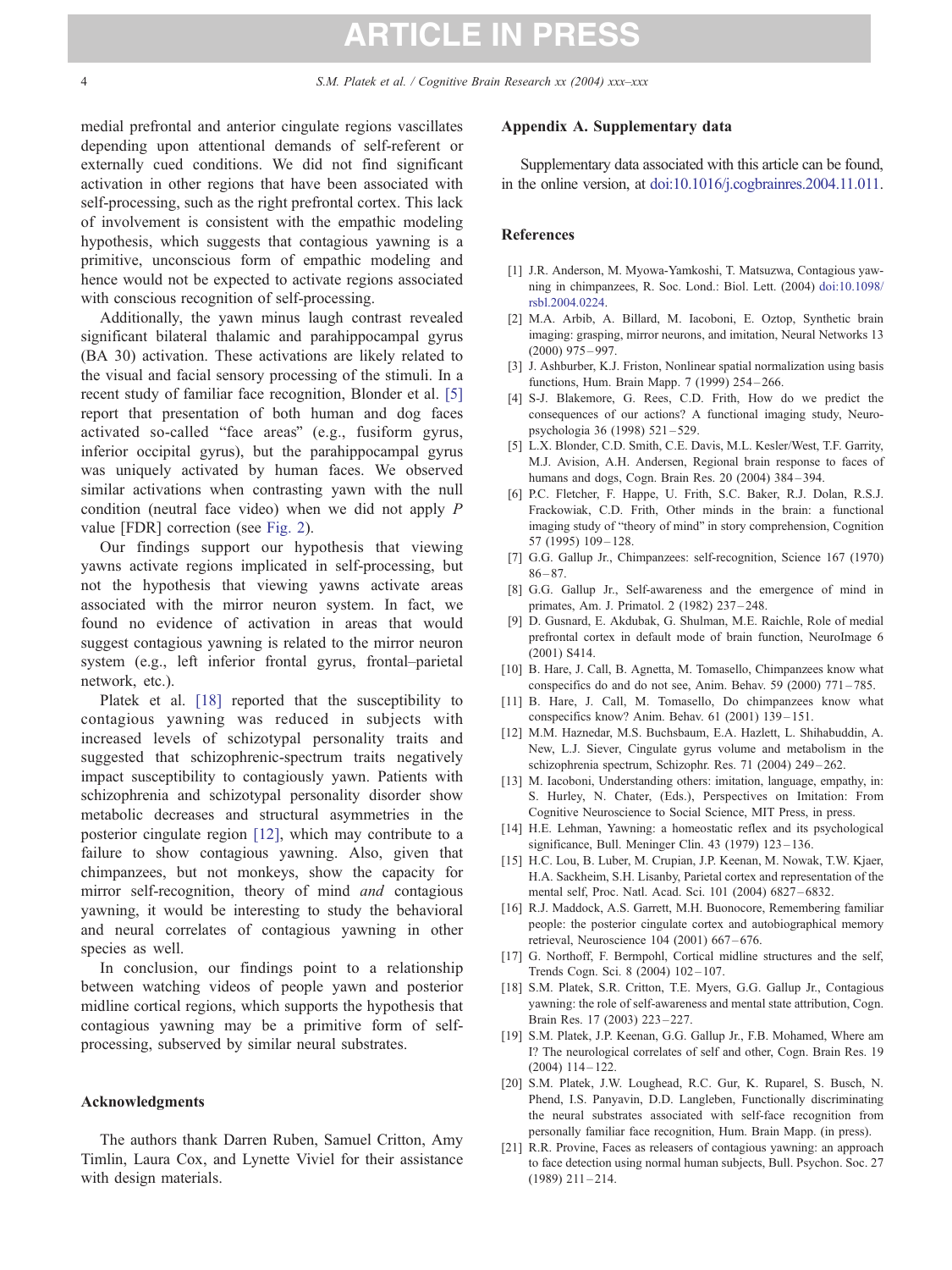medial prefrontal and anterior cingulate regions vascillates depending upon attentional demands of self-referent or externally cued conditions. We did not find significant activation in other regions that have been associated with self-processing, such as the right prefrontal cortex. This lack of involvement is consistent with the empathic modeling hypothesis, which suggests that contagious yawning is a primitive, unconscious form of empathic modeling and hence would not be expected to activate regions associated with conscious recognition of self-processing.

Additionally, the yawn minus laugh contrast revealed significant bilateral thalamic and parahippocampal gyrus (BA 30) activation. These activations are likely related to the visual and facial sensory processing of the stimuli. In a recent study of familiar face recognition, Blonder et al. [5] report that presentation of both human and dog faces activated so-called "face areas" (e.g., fusiform gyrus, inferior occipital gyrus), but the parahippocampal gyrus was uniquely activated by human faces. We observed similar activations when contrasting yawn with the null condition (neutral face video) when we did not apply *P* value [FDR] correction (see Fig. 2).

Our findings support our hypothesis that viewing yawns activate regions implicated in self-processing, but not the hypothesis that viewing yawns activate areas associated with the mirror neuron system. In fact, we found no evidence of activation in areas that would suggest contagious yawning is related to the mirror neuron system (e.g., left inferior frontal gyrus, frontal–parietal network, etc.).

Platek et al. [18] reported that the susceptibility to contagious yawning was reduced in subjects with increased levels of schizotypal personality traits and suggested that schizophrenic-spectrum traits negatively impact susceptibility to contagiously yawn. Patients with schizophrenia and schizotypal personality disorder show metabolic decreases and structural asymmetries in the posterior cingulate region [12], which may contribute to a failure to show contagious yawning. Also, given that chimpanzees, but not monkeys, show the capacity for mirror self-recognition, theory of mind *and* contagious yawning, it would be interesting to study the behavioral and neural correlates of contagious yawning in other species as well.

In conclusion, our findings point to a relationship between watching videos of people yawn and posterior midline cortical regions, which supports the hypothesis that contagious yawning may be a primitive form of self-processing, subserved by similar neural substrates.

## Acknowledgments

The authors thank Darren Ruben, Samuel Critton, Amy Timlin, Laura Cox, and Lynette Viviel for their assistance with design materials.

## Appendix A. Supplementary data

Supplementary data associated with this article can be found, in the online version, at doi:10.1016/j.cogbrainres.2004.11.011.

## References

[1] J.R. Anderson, M. Myowa-Yamkoshi, T. Matsuzwa, Contagious yawning in chimpanzees, R. Soc. Lond.: Biol. Lett. (2004) doi:10.1098/rsbl.2004.0224.

[2] M.A. Arbib, A. Billard, M. Iacoboni, E. Oztop, Synthetic brain imaging: grasping, mirror neurons, and imitation, Neural Networks 13 (2000) 975–997.

[3] J. Ashburber, K.J. Friston, Nonlinear spatial normalization using basis functions, Hum. Brain Mapp. 7 (1999) 254–266.

[4] S-J. Blakemore, G. Rees, C.D. Frith, How do we predict the consequences of our actions? A functional imaging study, Neuropsychologia 36 (1998) 521–529.

[5] L.X. Blonder, C.D. Smith, C.E. Davis, M.L. Kesler/West, T.F. Garrity, M.J. Avision, A.H. Andersen, Regional brain response to faces of humans and dogs, Cogn. Brain Res. 20 (2004) 384–394.

[6] P.C. Fletcher, F. Happe, U. Frith, S.C. Baker, R.J. Dolan, R.S.J. Frackowiak, C.D. Frith, Other minds in the brain: a functional imaging study of "theory of mind" in story comprehension, Cognition 57 (1995) 109–128.

[7] G.G. Gallup Jr., Chimpanzees: self-recognition, Science 167 (1970) 86–87.

[8] G.G. Gallup Jr., Self-awareness and the emergence of mind in primates, Am. J. Primatol. 2 (1982) 237–248.

[9] D. Gusnard, E. Akdubak, G. Shulman, M.E. Raichle, Role of medial prefrontal cortex in default mode of brain function, NeuroImage 6 (2001) S414.

[10] B. Hare, J. Call, B. Agnetta, M. Tomasello, Chimpanzees know what conspecifics do and do not see, Anim. Behav. 59 (2000) 771–785.

[11] B. Hare, J. Call, M. Tomasello, Do chimpanzees know what conspecifics know? Anim. Behav. 61 (2001) 139–151.

[12] M.M. Haznedar, M.S. Buchsbaum, E.A. Hazlett, L. Shihabuddin, A. New, L.J. Siever, Cingulate gyrus volume and metabolism in the schizophrenia spectrum, Schizophr. Res. 71 (2004) 249–262.

[13] M. Iacoboni, Understanding others: imitation, language, empathy, in: S. Hurley, N. Chater, (Eds.), Perspectives on Imitation: From Cognitive Neuroscience to Social Science, MIT Press, in press.

[14] H.E. Lehman, Yawning: a homeostatic reflex and its psychological significance, Bull. Meninger Clin. 43 (1979) 123–136.

[15] H.C. Lou, B. Luber, M. Crupian, J.P. Keenan, M. Nowak, T.W. Kjaer, H.A. Sackheim, S.H. Lisanby, Parietal cortex and representation of the mental self, Proc. Natl. Acad. Sci. 101 (2004) 6827–6832.

[16] R.J. Maddock, A.S. Garrett, M.H. Buonocore, Remembering familiar people: the posterior cingulate cortex and autobiographical memory retrieval, Neuroscience 104 (2001) 667–676.

[17] G. Northoff, F. Bermpohl, Cortical midline structures and the self, Trends Cogn. Sci. 8 (2004) 102–107.

[18] S.M. Platek, S.R. Critton, T.E. Myers, G.G. Gallup Jr., Contagious yawning: the role of self-awareness and mental state attribution, Cogn. Brain Res. 17 (2003) 223–227.

[19] S.M. Platek, J.P. Keenan, G.G. Gallup Jr., F.B. Mohamed, Where am I? The neurological correlates of self and other, Cogn. Brain Res. 19 (2004) 114–122.

[20] S.M. Platek, J.W. Loughead, R.C. Gur, K. Ruparel, S. Busch, N. Phend, I.S. Panyavin, D.D. Langleben, Functionally discriminating the neural substrates associated with self-face recognition from personally familiar face recognition, Hum. Brain Mapp. (in press).

[21] R.R. Provine, Faces as releasers of contagious yawning: an approach to face detection using normal human subjects, Bull. Psychon. Soc. 27 (1989) 211–214.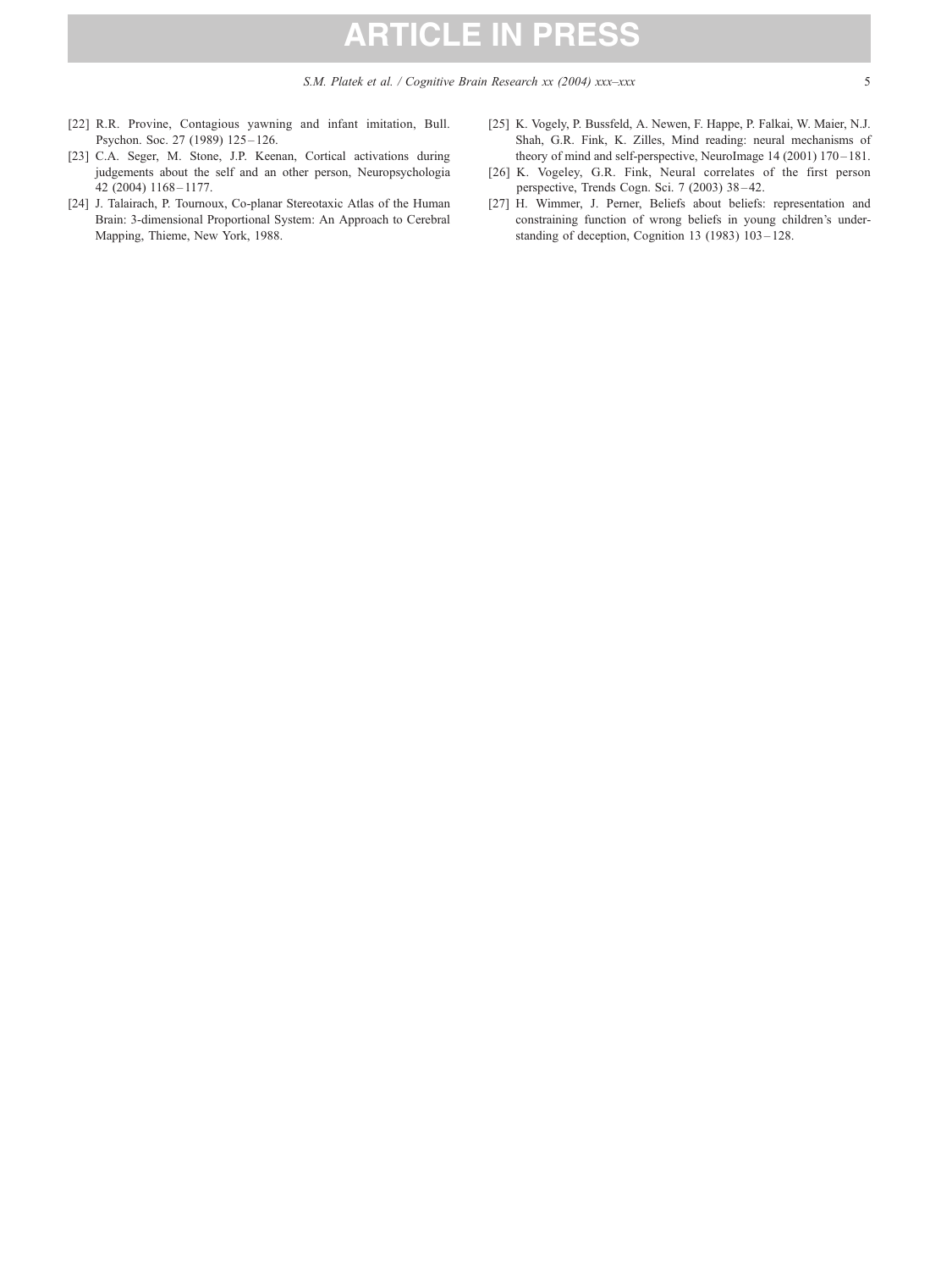[22] R.R. Provine, Contagious yawning and infant imitation, Bull. Psychon. Soc. 27 (1989) 125–126.

[23] C.A. Seger, M. Stone, J.P. Keenan, Cortical activations during judgements about the self and an other person, Neuropsychologia 42 (2004) 1168–1177.

[24] J. Talairach, P. Tournoux, Co-planar Stereotaxic Atlas of the Human Brain: 3-dimensional Proportional System: An Approach to Cerebral Mapping, Thieme, New York, 1988.

[25] K. Vogely, P. Bussfeld, A. Newen, F. Happe, P. Falkai, W. Maier, N.J. Shah, G.R. Fink, K. Zilles, Mind reading: neural mechanisms of theory of mind and self-perspective, NeuroImage 14 (2001) 170–181.

[26] K. Vogeley, G.R. Fink, Neural correlates of the first person perspective, Trends Cogn. Sci. 7 (2003) 38–42.

[27] H. Wimmer, J. Perner, Beliefs about beliefs: representation and constraining function of wrong beliefs in young children's understanding of deception, Cognition 13 (1983) 103–128.